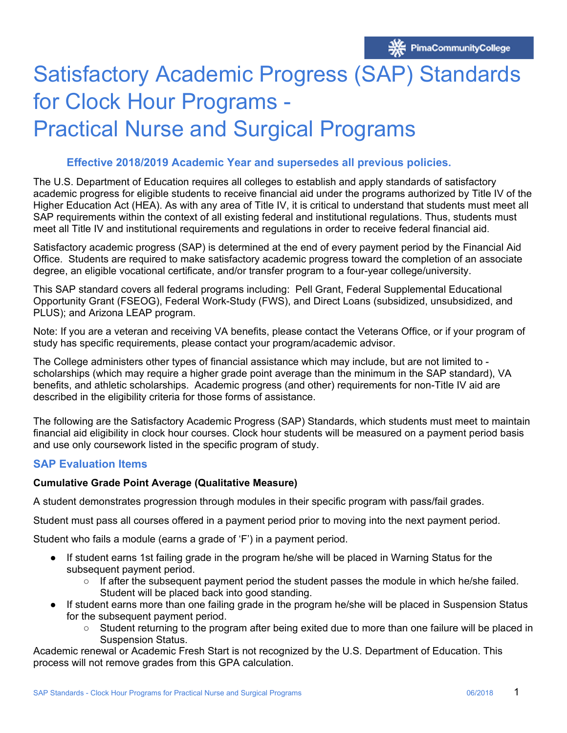# Satisfactory Academic Progress (SAP) Standards for Clock Hour Programs - Practical Nurse and Surgical Programs

**Effective 2018/2019 Academic Year and supersedes all previous policies.**

The U.S. Department of Education requires all colleges to establish and apply standards of satisfactory academic progress for eligible students to receive financial aid under the programs authorized by Title IV of the Higher Education Act (HEA). As with any area of Title IV, it is critical to understand that students must meet all SAP requirements within the context of all existing federal and institutional regulations. Thus, students must meet all Title IV and institutional requirements and regulations in order to receive federal financial aid.

Satisfactory academic progress (SAP) is determined at the end of every payment period by the Financial Aid Office. Students are required to make satisfactory academic progress toward the completion of an associate degree, an eligible vocational certificate, and/or transfer program to a four-year college/university.

This SAP standard covers all federal programs including: Pell Grant, Federal Supplemental Educational Opportunity Grant (FSEOG), Federal Work-Study (FWS), and Direct Loans (subsidized, unsubsidized, and PLUS); and Arizona LEAP program.

Note: If you are a veteran and receiving VA benefits, please contact the Veterans Office, or if your program of study has specific requirements, please contact your program/academic advisor.

The College administers other types of financial assistance which may include, but are not limited to - scholarships (which may require a higher grade point average than the minimum in the SAP standard), VA benefits, and athletic scholarships. Academic progress (and other) requirements for non-Title IV aid are described in the eligibility criteria for those forms of assistance.

The following are the Satisfactory Academic Progress (SAP) Standards, which students must meet to maintain financial aid eligibility in clock hour courses. Clock hour students will be measured on a payment period basis and use only coursework listed in the specific program of study.

## SAP Evaluation Items

**Cumulative Grade Point Average (Qualitative Measure)**

A student demonstrates progression through modules in their specific program with pass/fail grades.

Student must pass all courses offered in a payment period prior to moving into the next payment period.

Student who fails a module (earns a grade of 'F') in a payment period.

- If student earns 1st failing grade in the program he/she will be placed in Warning Status for the subsequent payment period.
  - If after the subsequent payment period the student passes the module in which he/she failed. Student will be placed back into good standing.
- If student earns more than one failing grade in the program he/she will be placed in Suspension Status for the subsequent payment period.
  - Student returning to the program after being exited due to more than one failure will be placed in Suspension Status.

Academic renewal or Academic Fresh Start is not recognized by the U.S. Department of Education. This process will not remove grades from this GPA calculation.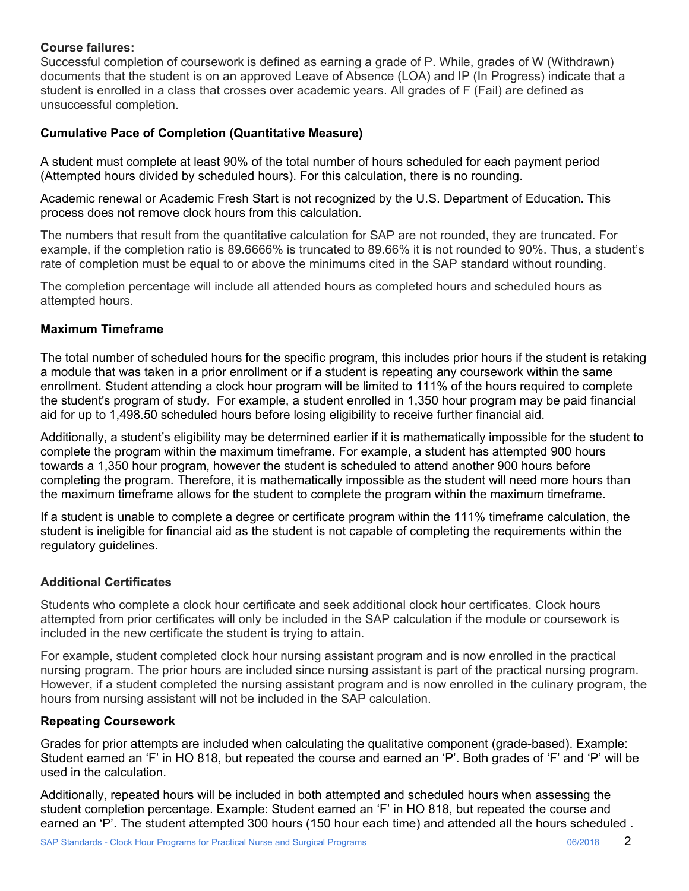**Course failures:**
Successful completion of coursework is defined as earning a grade of P. While, grades of W (Withdrawn) documents that the student is on an approved Leave of Absence (LOA) and IP (In Progress) indicate that a student is enrolled in a class that crosses over academic years. All grades of F (Fail) are defined as unsuccessful completion.

**Cumulative Pace of Completion (Quantitative Measure)**

A student must complete at least 90% of the total number of hours scheduled for each payment period (Attempted hours divided by scheduled hours). For this calculation, there is no rounding.

Academic renewal or Academic Fresh Start is not recognized by the U.S. Department of Education. This process does not remove clock hours from this calculation.

The numbers that result from the quantitative calculation for SAP are not rounded, they are truncated. For example, if the completion ratio is 89.6666% is truncated to 89.66% it is not rounded to 90%. Thus, a student's rate of completion must be equal to or above the minimums cited in the SAP standard without rounding.

The completion percentage will include all attended hours as completed hours and scheduled hours as attempted hours.

**Maximum Timeframe**

The total number of scheduled hours for the specific program, this includes prior hours if the student is retaking a module that was taken in a prior enrollment or if a student is repeating any coursework within the same enrollment. Student attending a clock hour program will be limited to 111% of the hours required to complete the student's program of study. For example, a student enrolled in 1,350 hour program may be paid financial aid for up to 1,498.50 scheduled hours before losing eligibility to receive further financial aid.

Additionally, a student's eligibility may be determined earlier if it is mathematically impossible for the student to complete the program within the maximum timeframe. For example, a student has attempted 900 hours towards a 1,350 hour program, however the student is scheduled to attend another 900 hours before completing the program. Therefore, it is mathematically impossible as the student will need more hours than the maximum timeframe allows for the student to complete the program within the maximum timeframe.

If a student is unable to complete a degree or certificate program within the 111% timeframe calculation, the student is ineligible for financial aid as the student is not capable of completing the requirements within the regulatory guidelines.

**Additional Certificates**

Students who complete a clock hour certificate and seek additional clock hour certificates. Clock hours attempted from prior certificates will only be included in the SAP calculation if the module or coursework is included in the new certificate the student is trying to attain.

For example, student completed clock hour nursing assistant program and is now enrolled in the practical nursing program. The prior hours are included since nursing assistant is part of the practical nursing program. However, if a student completed the nursing assistant program and is now enrolled in the culinary program, the hours from nursing assistant will not be included in the SAP calculation.

**Repeating Coursework**

Grades for prior attempts are included when calculating the qualitative component (grade-based). Example: Student earned an 'F' in HO 818, but repeated the course and earned an 'P'. Both grades of 'F' and 'P' will be used in the calculation.

Additionally, repeated hours will be included in both attempted and scheduled hours when assessing the student completion percentage. Example: Student earned an 'F' in HO 818, but repeated the course and earned an 'P'. The student attempted 300 hours (150 hour each time) and attended all the hours scheduled .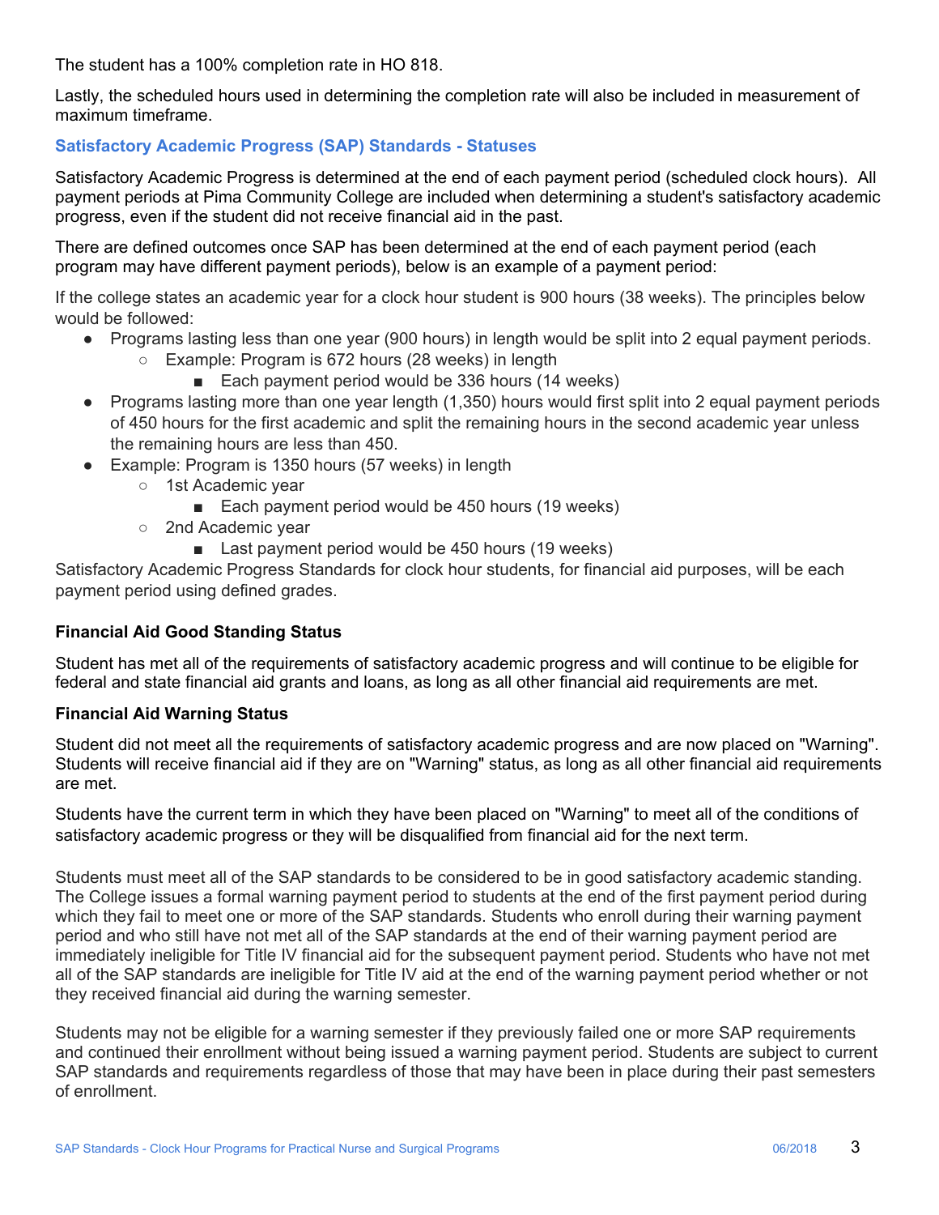The student has a 100% completion rate in HO 818.

Lastly, the scheduled hours used in determining the completion rate will also be included in measurement of maximum timeframe.

## Satisfactory Academic Progress (SAP) Standards - Statuses

Satisfactory Academic Progress is determined at the end of each payment period (scheduled clock hours). All payment periods at Pima Community College are included when determining a student's satisfactory academic progress, even if the student did not receive financial aid in the past.

There are defined outcomes once SAP has been determined at the end of each payment period (each program may have different payment periods), below is an example of a payment period:

If the college states an academic year for a clock hour student is 900 hours (38 weeks). The principles below would be followed:

- Programs lasting less than one year (900 hours) in length would be split into 2 equal payment periods.
  - Example: Program is 672 hours (28 weeks) in length
    - Each payment period would be 336 hours (14 weeks)
- Programs lasting more than one year length (1,350) hours would first split into 2 equal payment periods of 450 hours for the first academic and split the remaining hours in the second academic year unless the remaining hours are less than 450.
- Example: Program is 1350 hours (57 weeks) in length
  - 1st Academic year
    - Each payment period would be 450 hours (19 weeks)
  - 2nd Academic year
    - Last payment period would be 450 hours (19 weeks)

Satisfactory Academic Progress Standards for clock hour students, for financial aid purposes, will be each payment period using defined grades.

**Financial Aid Good Standing Status**

Student has met all of the requirements of satisfactory academic progress and will continue to be eligible for federal and state financial aid grants and loans, as long as all other financial aid requirements are met.

**Financial Aid Warning Status**

Student did not meet all the requirements of satisfactory academic progress and are now placed on "Warning". Students will receive financial aid if they are on "Warning" status, as long as all other financial aid requirements are met.

Students have the current term in which they have been placed on "Warning" to meet all of the conditions of satisfactory academic progress or they will be disqualified from financial aid for the next term.

Students must meet all of the SAP standards to be considered to be in good satisfactory academic standing. The College issues a formal warning payment period to students at the end of the first payment period during which they fail to meet one or more of the SAP standards. Students who enroll during their warning payment period and who still have not met all of the SAP standards at the end of their warning payment period are immediately ineligible for Title IV financial aid for the subsequent payment period. Students who have not met all of the SAP standards are ineligible for Title IV aid at the end of the warning payment period whether or not they received financial aid during the warning semester.

Students may not be eligible for a warning semester if they previously failed one or more SAP requirements and continued their enrollment without being issued a warning payment period. Students are subject to current SAP standards and requirements regardless of those that may have been in place during their past semesters of enrollment.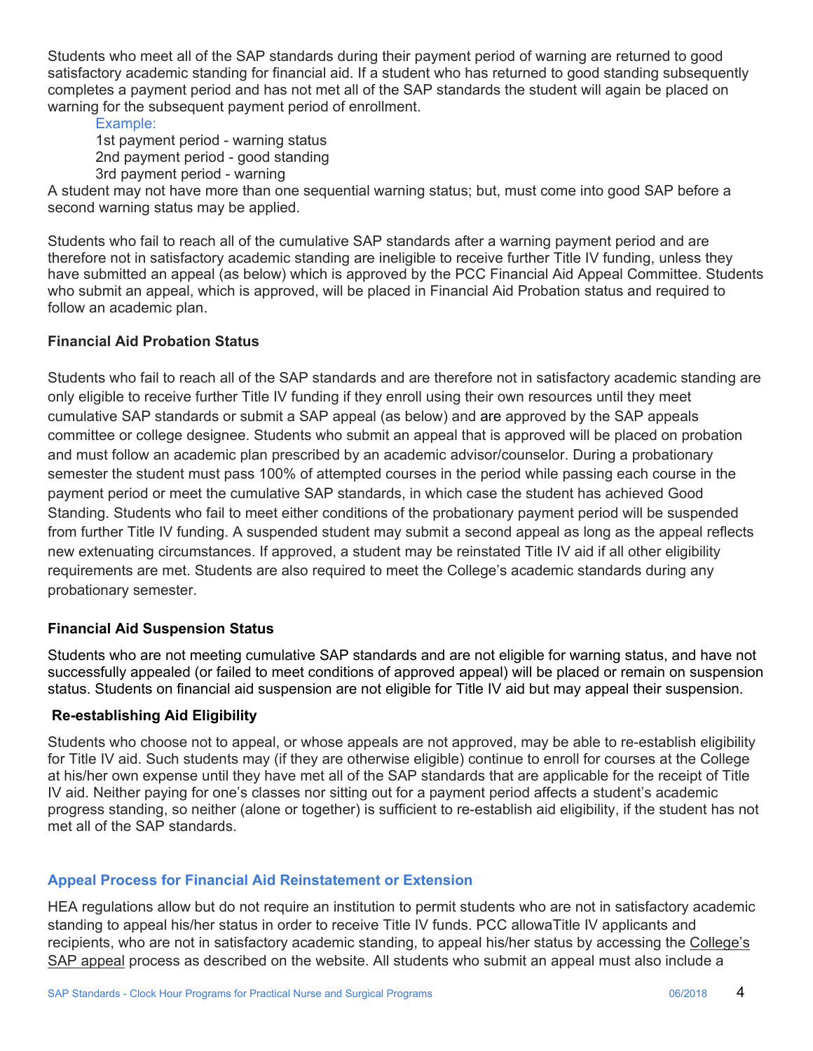Students who meet all of the SAP standards during their payment period of warning are returned to good satisfactory academic standing for financial aid. If a student who has returned to good standing subsequently completes a payment period and has not met all of the SAP standards the student will again be placed on warning for the subsequent payment period of enrollment.

Example:
1st payment period - warning status
2nd payment period - good standing
3rd payment period - warning

A student may not have more than one sequential warning status; but, must come into good SAP before a second warning status may be applied.

Students who fail to reach all of the cumulative SAP standards after a warning payment period and are therefore not in satisfactory academic standing are ineligible to receive further Title IV funding, unless they have submitted an appeal (as below) which is approved by the PCC Financial Aid Appeal Committee. Students who submit an appeal, which is approved, will be placed in Financial Aid Probation status and required to follow an academic plan.

**Financial Aid Probation Status**

Students who fail to reach all of the SAP standards and are therefore not in satisfactory academic standing are only eligible to receive further Title IV funding if they enroll using their own resources until they meet cumulative SAP standards or submit a SAP appeal (as below) and are approved by the SAP appeals committee or college designee. Students who submit an appeal that is approved will be placed on probation and must follow an academic plan prescribed by an academic advisor/counselor. During a probationary semester the student must pass 100% of attempted courses in the period while passing each course in the payment period or meet the cumulative SAP standards, in which case the student has achieved Good Standing. Students who fail to meet either conditions of the probationary payment period will be suspended from further Title IV funding. A suspended student may submit a second appeal as long as the appeal reflects new extenuating circumstances. If approved, a student may be reinstated Title IV aid if all other eligibility requirements are met. Students are also required to meet the College's academic standards during any probationary semester.

**Financial Aid Suspension Status**

Students who are not meeting cumulative SAP standards and are not eligible for warning status, and have not successfully appealed (or failed to meet conditions of approved appeal) will be placed or remain on suspension status. Students on financial aid suspension are not eligible for Title IV aid but may appeal their suspension.

**Re-establishing Aid Eligibility**

Students who choose not to appeal, or whose appeals are not approved, may be able to re-establish eligibility for Title IV aid. Such students may (if they are otherwise eligible) continue to enroll for courses at the College at his/her own expense until they have met all of the SAP standards that are applicable for the receipt of Title IV aid. Neither paying for one's classes nor sitting out for a payment period affects a student's academic progress standing, so neither (alone or together) is sufficient to re-establish aid eligibility, if the student has not met all of the SAP standards.

## Appeal Process for Financial Aid Reinstatement or Extension

HEA regulations allow but do not require an institution to permit students who are not in satisfactory academic standing to appeal his/her status in order to receive Title IV funds. PCC allowaTitle IV applicants and recipients, who are not in satisfactory academic standing, to appeal his/her status by accessing the College's SAP appeal process as described on the website. All students who submit an appeal must also include a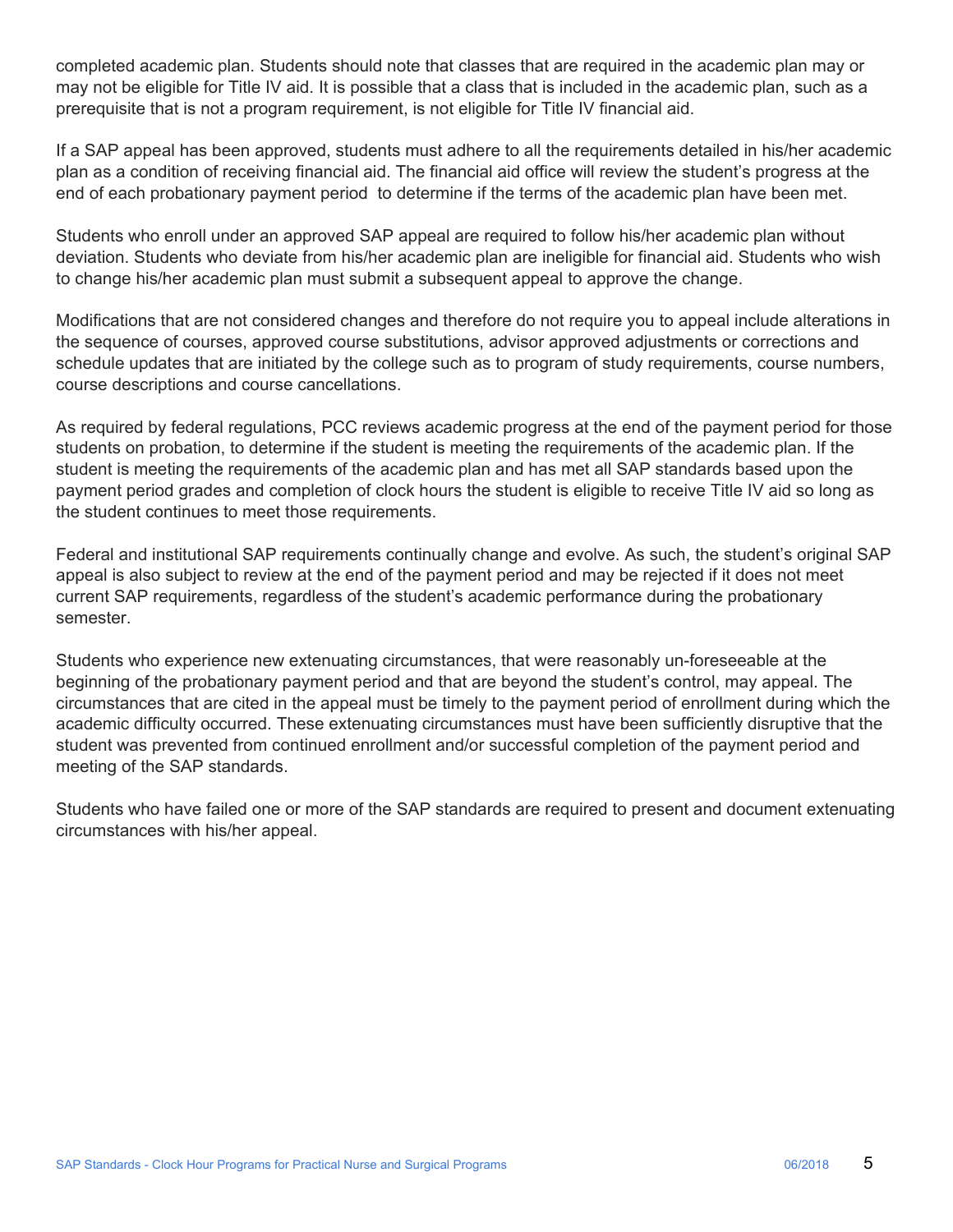completed academic plan. Students should note that classes that are required in the academic plan may or may not be eligible for Title IV aid. It is possible that a class that is included in the academic plan, such as a prerequisite that is not a program requirement, is not eligible for Title IV financial aid.

If a SAP appeal has been approved, students must adhere to all the requirements detailed in his/her academic plan as a condition of receiving financial aid. The financial aid office will review the student's progress at the end of each probationary payment period to determine if the terms of the academic plan have been met.

Students who enroll under an approved SAP appeal are required to follow his/her academic plan without deviation. Students who deviate from his/her academic plan are ineligible for financial aid. Students who wish to change his/her academic plan must submit a subsequent appeal to approve the change.

Modifications that are not considered changes and therefore do not require you to appeal include alterations in the sequence of courses, approved course substitutions, advisor approved adjustments or corrections and schedule updates that are initiated by the college such as to program of study requirements, course numbers, course descriptions and course cancellations.

As required by federal regulations, PCC reviews academic progress at the end of the payment period for those students on probation, to determine if the student is meeting the requirements of the academic plan. If the student is meeting the requirements of the academic plan and has met all SAP standards based upon the payment period grades and completion of clock hours the student is eligible to receive Title IV aid so long as the student continues to meet those requirements.

Federal and institutional SAP requirements continually change and evolve. As such, the student's original SAP appeal is also subject to review at the end of the payment period and may be rejected if it does not meet current SAP requirements, regardless of the student's academic performance during the probationary semester.

Students who experience new extenuating circumstances, that were reasonably un-foreseeable at the beginning of the probationary payment period and that are beyond the student's control, may appeal. The circumstances that are cited in the appeal must be timely to the payment period of enrollment during which the academic difficulty occurred. These extenuating circumstances must have been sufficiently disruptive that the student was prevented from continued enrollment and/or successful completion of the payment period and meeting of the SAP standards.

Students who have failed one or more of the SAP standards are required to present and document extenuating circumstances with his/her appeal.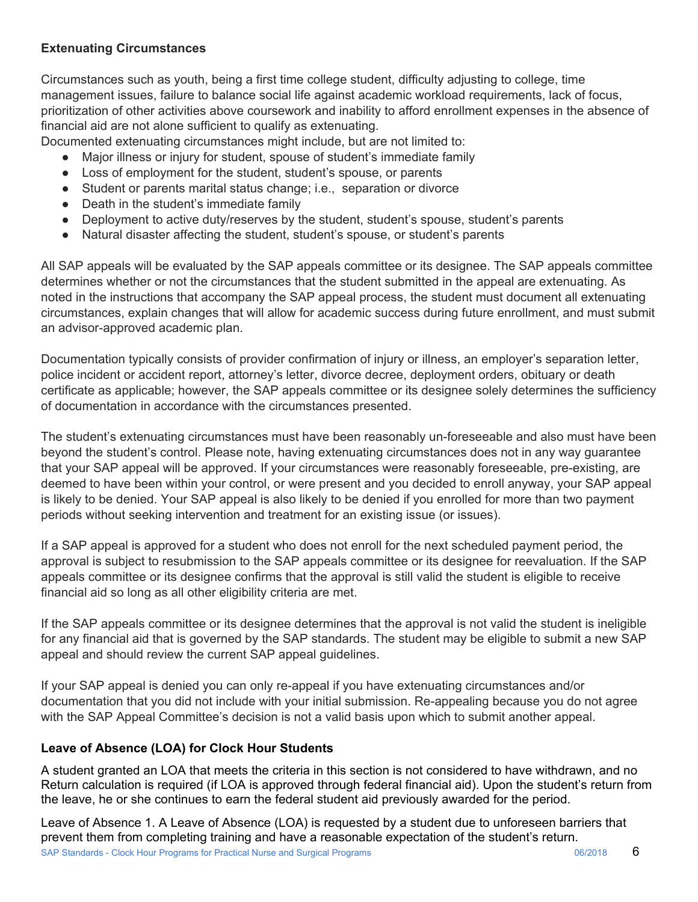### Extenuating Circumstances

Circumstances such as youth, being a first time college student, difficulty adjusting to college, time management issues, failure to balance social life against academic workload requirements, lack of focus, prioritization of other activities above coursework and inability to afford enrollment expenses in the absence of financial aid are not alone sufficient to qualify as extenuating.

Documented extenuating circumstances might include, but are not limited to:

- Major illness or injury for student, spouse of student's immediate family
- Loss of employment for the student, student's spouse, or parents
- Student or parents marital status change; i.e., separation or divorce
- Death in the student's immediate family
- Deployment to active duty/reserves by the student, student's spouse, student's parents
- Natural disaster affecting the student, student's spouse, or student's parents

All SAP appeals will be evaluated by the SAP appeals committee or its designee. The SAP appeals committee determines whether or not the circumstances that the student submitted in the appeal are extenuating. As noted in the instructions that accompany the SAP appeal process, the student must document all extenuating circumstances, explain changes that will allow for academic success during future enrollment, and must submit an advisor-approved academic plan.

Documentation typically consists of provider confirmation of injury or illness, an employer's separation letter, police incident or accident report, attorney's letter, divorce decree, deployment orders, obituary or death certificate as applicable; however, the SAP appeals committee or its designee solely determines the sufficiency of documentation in accordance with the circumstances presented.

The student's extenuating circumstances must have been reasonably un-foreseeable and also must have been beyond the student's control. Please note, having extenuating circumstances does not in any way guarantee that your SAP appeal will be approved. If your circumstances were reasonably foreseeable, pre-existing, are deemed to have been within your control, or were present and you decided to enroll anyway, your SAP appeal is likely to be denied. Your SAP appeal is also likely to be denied if you enrolled for more than two payment periods without seeking intervention and treatment for an existing issue (or issues).

If a SAP appeal is approved for a student who does not enroll for the next scheduled payment period, the approval is subject to resubmission to the SAP appeals committee or its designee for reevaluation. If the SAP appeals committee or its designee confirms that the approval is still valid the student is eligible to receive financial aid so long as all other eligibility criteria are met.

If the SAP appeals committee or its designee determines that the approval is not valid the student is ineligible for any financial aid that is governed by the SAP standards. The student may be eligible to submit a new SAP appeal and should review the current SAP appeal guidelines.

If your SAP appeal is denied you can only re-appeal if you have extenuating circumstances and/or documentation that you did not include with your initial submission. Re-appealing because you do not agree with the SAP Appeal Committee's decision is not a valid basis upon which to submit another appeal.

### Leave of Absence (LOA) for Clock Hour Students

A student granted an LOA that meets the criteria in this section is not considered to have withdrawn, and no Return calculation is required (if LOA is approved through federal financial aid). Upon the student's return from the leave, he or she continues to earn the federal student aid previously awarded for the period.

Leave of Absence 1. A Leave of Absence (LOA) is requested by a student due to unforeseen barriers that prevent them from completing training and have a reasonable expectation of the student's return.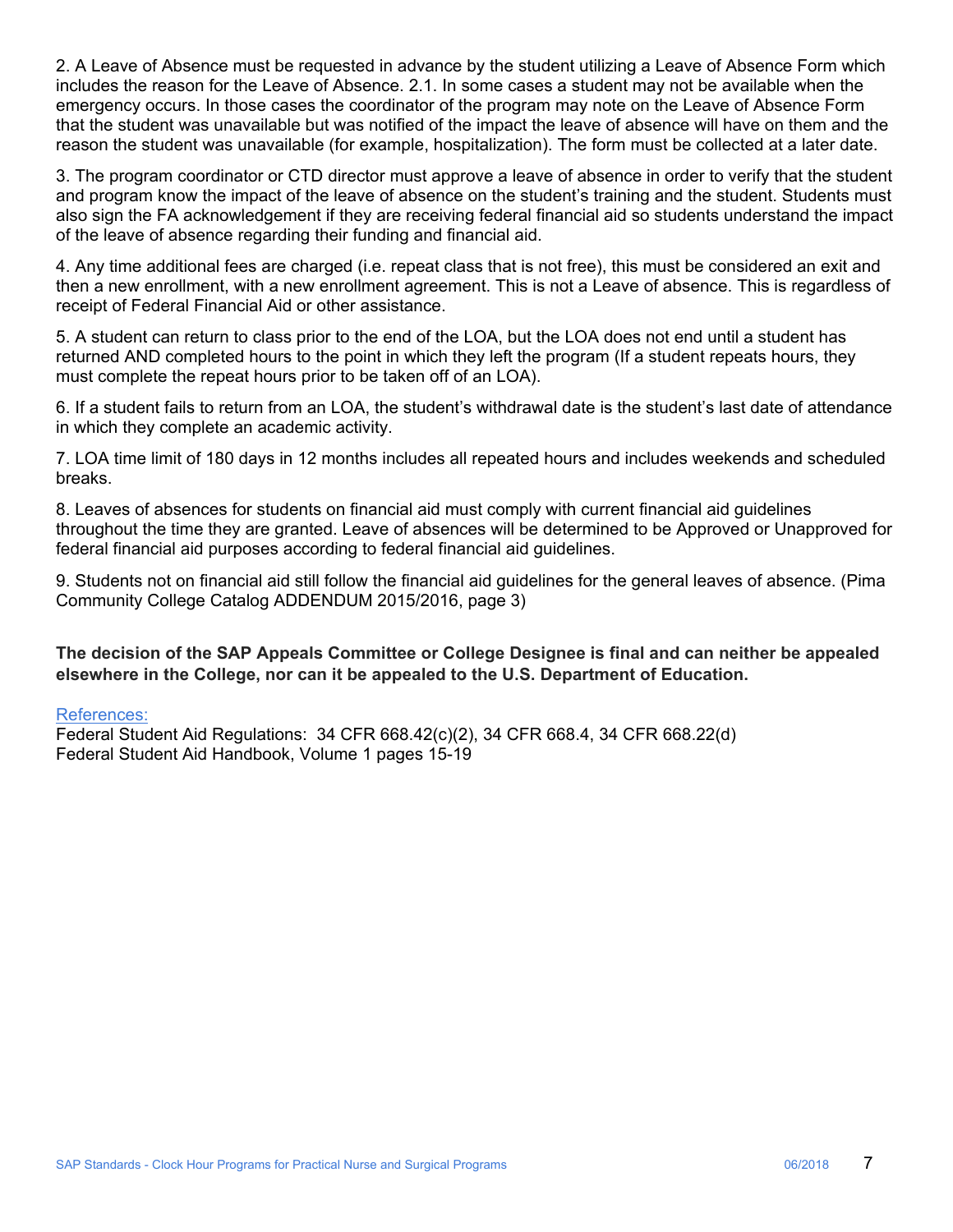2. A Leave of Absence must be requested in advance by the student utilizing a Leave of Absence Form which includes the reason for the Leave of Absence. 2.1. In some cases a student may not be available when the emergency occurs. In those cases the coordinator of the program may note on the Leave of Absence Form that the student was unavailable but was notified of the impact the leave of absence will have on them and the reason the student was unavailable (for example, hospitalization). The form must be collected at a later date.

3. The program coordinator or CTD director must approve a leave of absence in order to verify that the student and program know the impact of the leave of absence on the student's training and the student. Students must also sign the FA acknowledgement if they are receiving federal financial aid so students understand the impact of the leave of absence regarding their funding and financial aid.

4. Any time additional fees are charged (i.e. repeat class that is not free), this must be considered an exit and then a new enrollment, with a new enrollment agreement. This is not a Leave of absence. This is regardless of receipt of Federal Financial Aid or other assistance.

5. A student can return to class prior to the end of the LOA, but the LOA does not end until a student has returned AND completed hours to the point in which they left the program (If a student repeats hours, they must complete the repeat hours prior to be taken off of an LOA).

6. If a student fails to return from an LOA, the student's withdrawal date is the student's last date of attendance in which they complete an academic activity.

7. LOA time limit of 180 days in 12 months includes all repeated hours and includes weekends and scheduled breaks.

8. Leaves of absences for students on financial aid must comply with current financial aid guidelines throughout the time they are granted. Leave of absences will be determined to be Approved or Unapproved for federal financial aid purposes according to federal financial aid guidelines.

9. Students not on financial aid still follow the financial aid guidelines for the general leaves of absence. (Pima Community College Catalog ADDENDUM 2015/2016, page 3)

**The decision of the SAP Appeals Committee or College Designee is final and can neither be appealed elsewhere in the College, nor can it be appealed to the U.S. Department of Education.**

References:

Federal Student Aid Regulations: 34 CFR 668.42(c)(2), 34 CFR 668.4, 34 CFR 668.22(d)
Federal Student Aid Handbook, Volume 1 pages 15-19